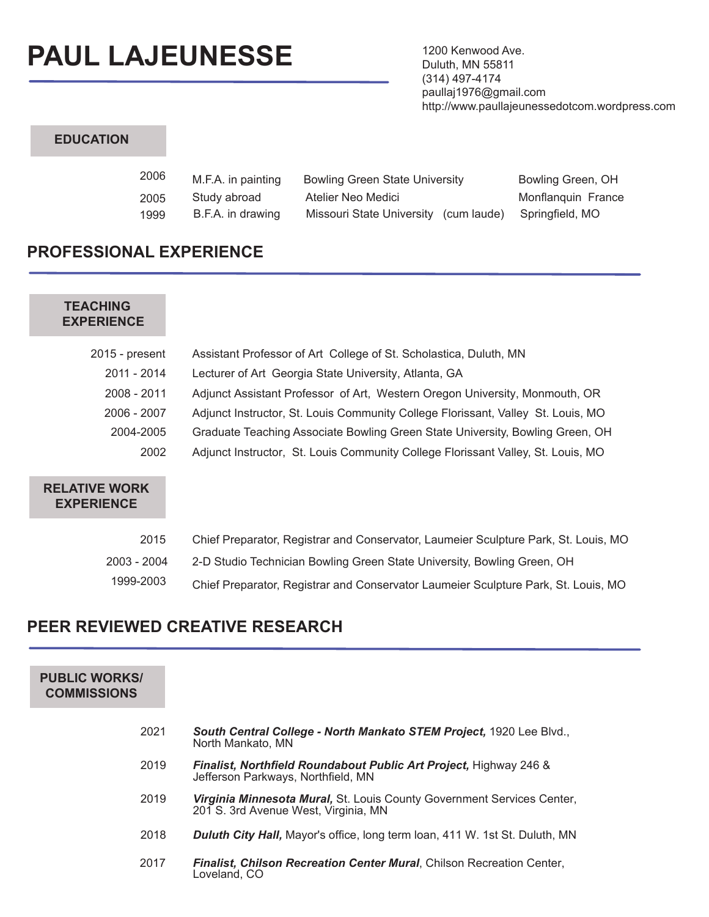# PAUL LAJEUNESSE

1200 Kenwood Ave.
Duluth, MN 55811
(314) 497-4174
paullaj1976@gmail.com
http://www.paullajeunessedotcom.wordpress.com

### EDUCATION

| | | | |
|---|---|---|---|
| 2006 | M.F.A. in painting | Bowling Green State University | Bowling Green, OH |
| 2005 | Study abroad | Atelier Neo Medici | Monflanquin France |
| 1999 | B.F.A. in drawing | Missouri State University (cum laude) | Springfield, MO |

## PROFESSIONAL EXPERIENCE

### TEACHING EXPERIENCE

| | |
|---|---|
| 2015 - present | Assistant Professor of Art College of St. Scholastica, Duluth, MN |
| 2011 - 2014 | Lecturer of Art Georgia State University, Atlanta, GA |
| 2008 - 2011 | Adjunct Assistant Professor of Art, Western Oregon University, Monmouth, OR |
| 2006 - 2007 | Adjunct Instructor, St. Louis Community College Florissant, Valley St. Louis, MO |
| 2004-2005 | Graduate Teaching Associate Bowling Green State University, Bowling Green, OH |
| 2002 | Adjunct Instructor, St. Louis Community College Florissant Valley, St. Louis, MO |

### RELATIVE WORK EXPERIENCE

| | |
|---|---|
| 2015 | Chief Preparator, Registrar and Conservator, Laumeier Sculpture Park, St. Louis, MO |
| 2003 - 2004 | 2-D Studio Technician Bowling Green State University, Bowling Green, OH |
| 1999-2003 | Chief Preparator, Registrar and Conservator Laumeier Sculpture Park, St. Louis, MO |

## PEER REVIEWED CREATIVE RESEARCH

### PUBLIC WORKS/ COMMISSIONS

| | |
|---|---|
| 2021 | ***South Central College - North Mankato STEM Project,*** 1920 Lee Blvd., North Mankato, MN |
| 2019 | ***Finalist, Northfield Roundabout Public Art Project,*** Highway 246 & Jefferson Parkways, Northfield, MN |
| 2019 | ***Virginia Minnesota Mural,*** St. Louis County Government Services Center, 201 S. 3rd Avenue West, Virginia, MN |
| 2018 | ***Duluth City Hall,*** Mayor's office, long term loan, 411 W. 1st St. Duluth, MN |
| 2017 | ***Finalist, Chilson Recreation Center Mural***, Chilson Recreation Center, Loveland, CO |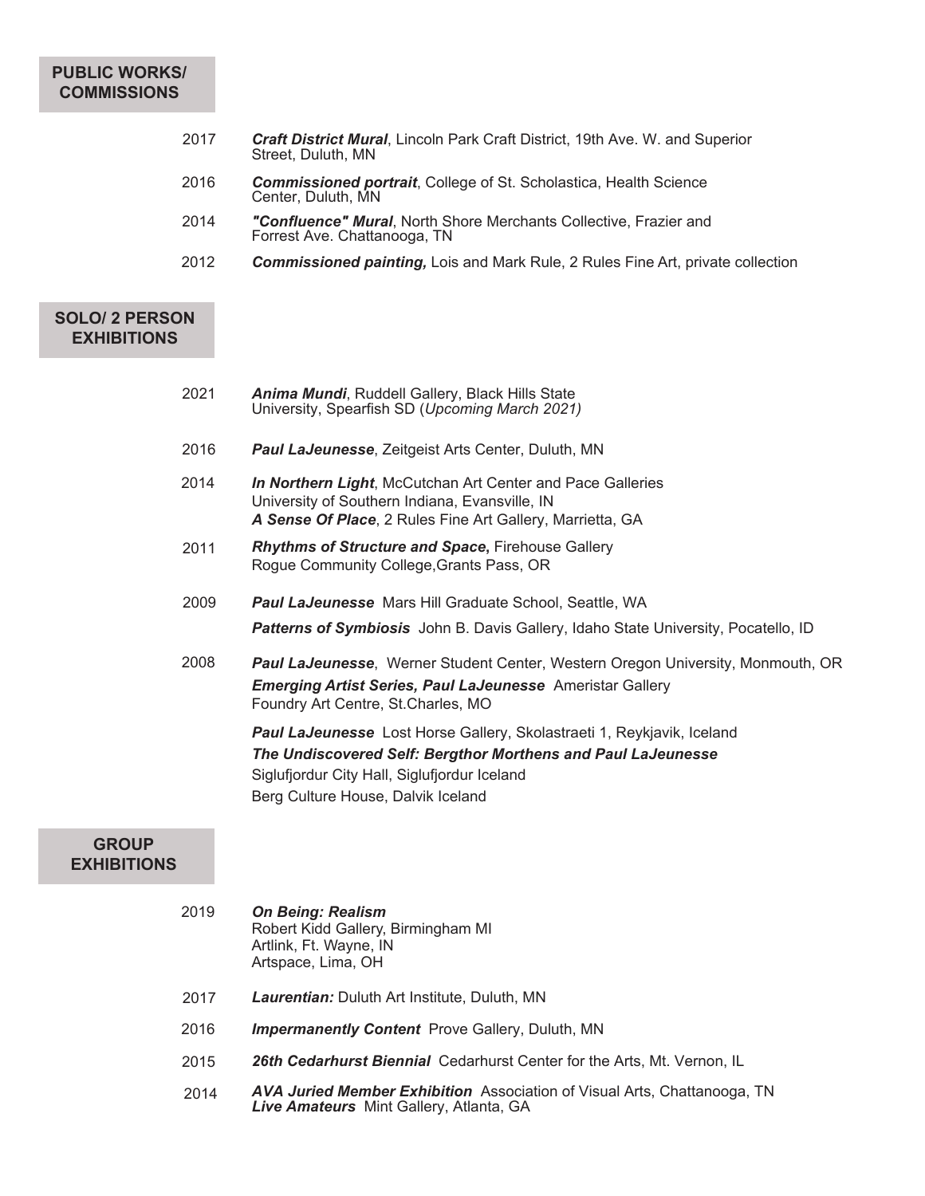## PUBLIC WORKS/ COMMISSIONS

2017 ***Craft District Mural***, Lincoln Park Craft District, 19th Ave. W. and Superior Street, Duluth, MN

2016 ***Commissioned portrait***, College of St. Scholastica, Health Science Center, Duluth, MN

2014 ***"Confluence" Mural***, North Shore Merchants Collective, Frazier and Forrest Ave. Chattanooga, TN

2012 ***Commissioned painting,*** Lois and Mark Rule, 2 Rules Fine Art, private collection

## SOLO/ 2 PERSON EXHIBITIONS

2021 ***Anima Mundi***, Ruddell Gallery, Black Hills State University, Spearfish SD (*Upcoming March 2021)*

2016 ***Paul LaJeunesse***, Zeitgeist Arts Center, Duluth, MN

2014 ***In Northern Light***, McCutchan Art Center and Pace Galleries University of Southern Indiana, Evansville, IN
***A Sense Of Place***, 2 Rules Fine Art Gallery, Marrietta, GA

2011 ***Rhythms of Structure and Space,*** Firehouse Gallery Rogue Community College,Grants Pass, OR

2009 ***Paul LaJeunesse*** Mars Hill Graduate School, Seattle, WA
***Patterns of Symbiosis*** John B. Davis Gallery, Idaho State University, Pocatello, ID

2008 ***Paul LaJeunesse***, Werner Student Center, Western Oregon University, Monmouth, OR
***Emerging Artist Series, Paul LaJeunesse*** Ameristar Gallery Foundry Art Centre, St.Charles, MO

***Paul LaJeunesse*** Lost Horse Gallery, Skolastraeti 1, Reykjavik, Iceland
***The Undiscovered Self: Bergthor Morthens and Paul LaJeunesse***
Siglufjordur City Hall, Siglufjordur Iceland
Berg Culture House, Dalvik Iceland

## GROUP EXHIBITIONS

2019 ***On Being: Realism***
Robert Kidd Gallery, Birmingham MI
Artlink, Ft. Wayne, IN
Artspace, Lima, OH

2017 ***Laurentian:*** Duluth Art Institute, Duluth, MN

2016 ***Impermanently Content*** Prove Gallery, Duluth, MN

2015 ***26th Cedarhurst Biennial*** Cedarhurst Center for the Arts, Mt. Vernon, IL

2014 ***AVA Juried Member Exhibition*** Association of Visual Arts, Chattanooga, TN
***Live Amateurs*** Mint Gallery, Atlanta, GA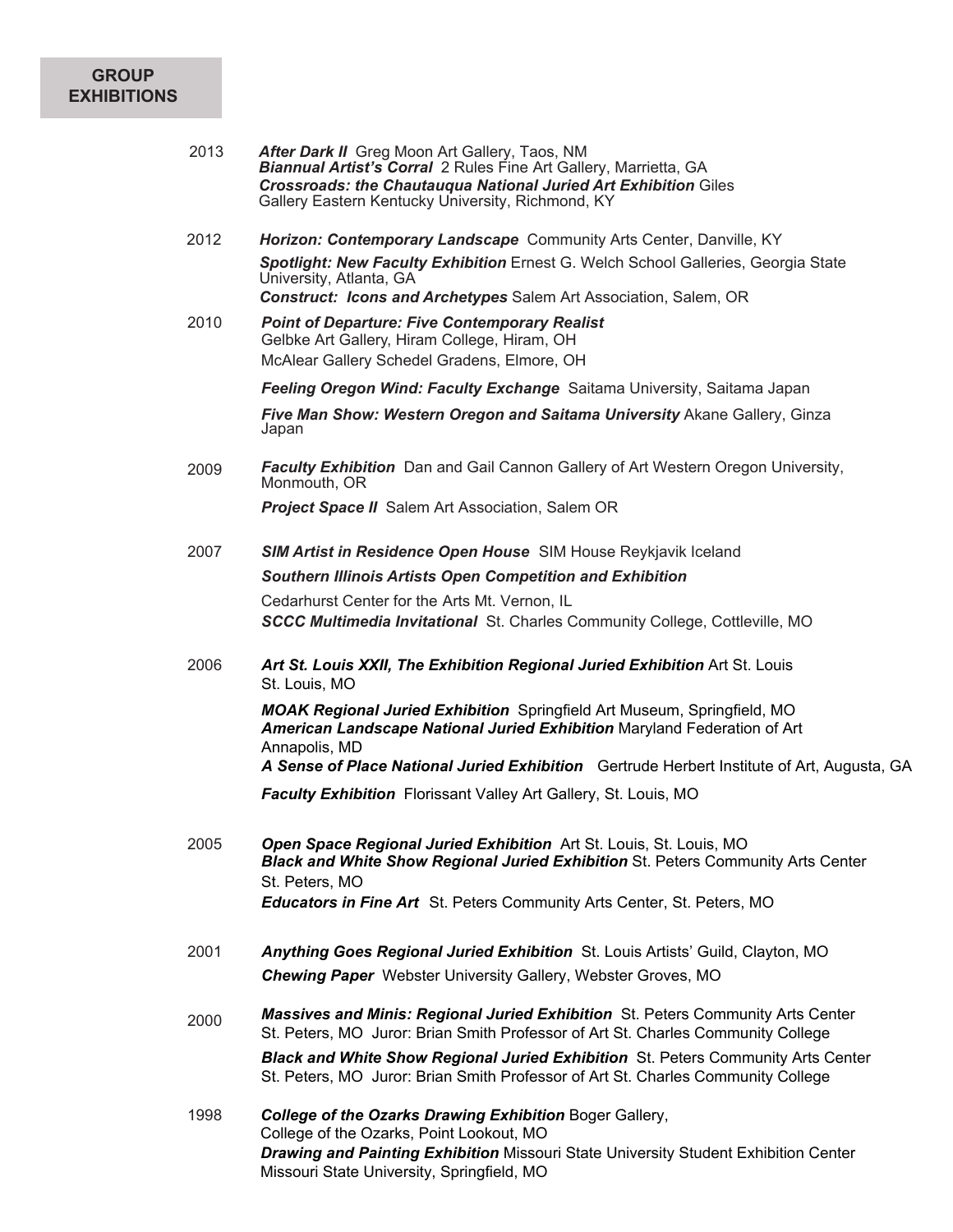## GROUP EXHIBITIONS

**2013**

***After Dark II*** Greg Moon Art Gallery, Taos, NM

***Biannual Artist's Corral*** 2 Rules Fine Art Gallery, Marrietta, GA

***Crossroads: the Chautauqua National Juried Art Exhibition*** Giles Gallery Eastern Kentucky University, Richmond, KY

**2012**

***Horizon: Contemporary Landscape*** Community Arts Center, Danville, KY

***Spotlight: New Faculty Exhibition*** Ernest G. Welch School Galleries, Georgia State University, Atlanta, GA

***Construct: Icons and Archetypes*** Salem Art Association, Salem, OR

**2010**

***Point of Departure: Five Contemporary Realist***
Gelbke Art Gallery, Hiram College, Hiram, OH
McAlear Gallery Schedel Gradens, Elmore, OH

***Feeling Oregon Wind: Faculty Exchange*** Saitama University, Saitama Japan

***Five Man Show: Western Oregon and Saitama University*** Akane Gallery, Ginza Japan

**2009**

***Faculty Exhibition*** Dan and Gail Cannon Gallery of Art Western Oregon University, Monmouth, OR

***Project Space II*** Salem Art Association, Salem OR

**2007**

***SIM Artist in Residence Open House*** SIM House Reykjavik Iceland

***Southern Illinois Artists Open Competition and Exhibition***
Cedarhurst Center for the Arts Mt. Vernon, IL

***SCCC Multimedia Invitational*** St. Charles Community College, Cottleville, MO

**2006**

***Art St. Louis XXII, The Exhibition Regional Juried Exhibition*** Art St. Louis St. Louis, MO

***MOAK Regional Juried Exhibition*** Springfield Art Museum, Springfield, MO

***American Landscape National Juried Exhibition*** Maryland Federation of Art Annapolis, MD

***A Sense of Place National Juried Exhibition*** Gertrude Herbert Institute of Art, Augusta, GA

***Faculty Exhibition*** Florissant Valley Art Gallery, St. Louis, MO

**2005**

***Open Space Regional Juried Exhibition*** Art St. Louis, St. Louis, MO

***Black and White Show Regional Juried Exhibition*** St. Peters Community Arts Center St. Peters, MO

***Educators in Fine Art*** St. Peters Community Arts Center, St. Peters, MO

**2001**

***Anything Goes Regional Juried Exhibition*** St. Louis Artists' Guild, Clayton, MO

***Chewing Paper*** Webster University Gallery, Webster Groves, MO

**2000**

***Massives and Minis: Regional Juried Exhibition*** St. Peters Community Arts Center St. Peters, MO Juror: Brian Smith Professor of Art St. Charles Community College

***Black and White Show Regional Juried Exhibition*** St. Peters Community Arts Center St. Peters, MO Juror: Brian Smith Professor of Art St. Charles Community College

**1998**

***College of the Ozarks Drawing Exhibition*** Boger Gallery, College of the Ozarks, Point Lookout, MO

***Drawing and Painting Exhibition*** Missouri State University Student Exhibition Center Missouri State University, Springfield, MO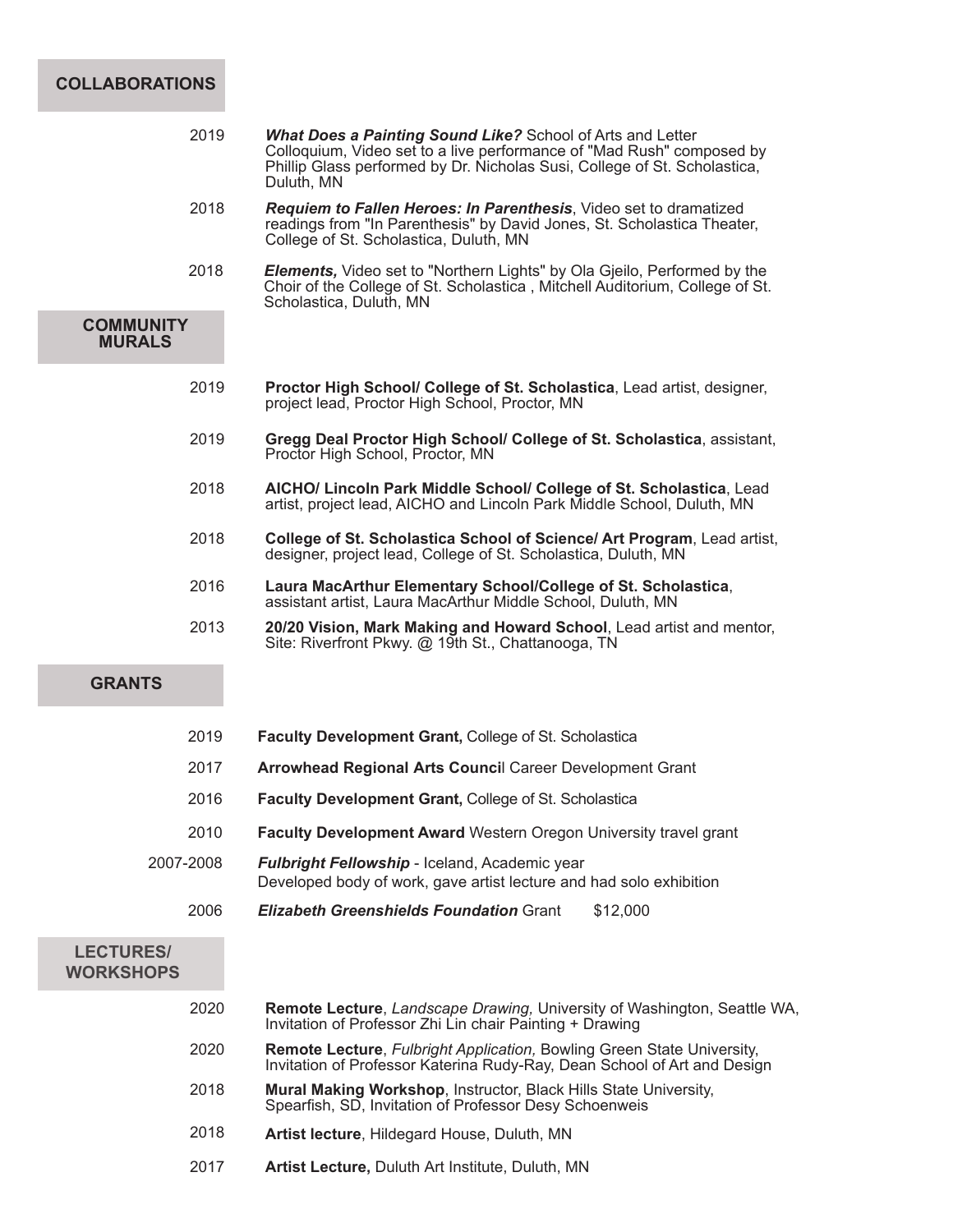## COLLABORATIONS

2019 ***What Does a Painting Sound Like?*** School of Arts and Letter Colloquium, Video set to a live performance of "Mad Rush" composed by Phillip Glass performed by Dr. Nicholas Susi, College of St. Scholastica, Duluth, MN

2018 ***Requiem to Fallen Heroes: In Parenthesis***, Video set to dramatized readings from "In Parenthesis" by David Jones, St. Scholastica Theater, College of St. Scholastica, Duluth, MN

2018 ***Elements,*** Video set to "Northern Lights" by Ola Gjeilo, Performed by the Choir of the College of St. Scholastica , Mitchell Auditorium, College of St. Scholastica, Duluth, MN

## COMMUNITY MURALS

2019 **Proctor High School/ College of St. Scholastica**, Lead artist, designer, project lead, Proctor High School, Proctor, MN

2019 **Gregg Deal Proctor High School/ College of St. Scholastica**, assistant, Proctor High School, Proctor, MN

2018 **AICHO/ Lincoln Park Middle School/ College of St. Scholastica**, Lead artist, project lead, AICHO and Lincoln Park Middle School, Duluth, MN

2018 **College of St. Scholastica School of Science/ Art Program**, Lead artist, designer, project lead, College of St. Scholastica, Duluth, MN

2016 **Laura MacArthur Elementary School/College of St. Scholastica**, assistant artist, Laura MacArthur Middle School, Duluth, MN

2013 **20/20 Vision, Mark Making and Howard School**, Lead artist and mentor, Site: Riverfront Pkwy. @ 19th St., Chattanooga, TN

## GRANTS

2019 **Faculty Development Grant,** College of St. Scholastica

2017 **Arrowhead Regional Arts Counci**l Career Development Grant

2016 **Faculty Development Grant,** College of St. Scholastica

2010 **Faculty Development Award** Western Oregon University travel grant

2007-2008 ***Fulbright Fellowship*** - Iceland, Academic year
Developed body of work, gave artist lecture and had solo exhibition

2006 ***Elizabeth Greenshields Foundation*** Grant $12,000

## LECTURES/ WORKSHOPS

2020 **Remote Lecture**, *Landscape Drawing,* University of Washington, Seattle WA, Invitation of Professor Zhi Lin chair Painting + Drawing

2020 **Remote Lecture**, *Fulbright Application,* Bowling Green State University, Invitation of Professor Katerina Rudy-Ray, Dean School of Art and Design

2018 **Mural Making Workshop**, Instructor, Black Hills State University, Spearfish, SD, Invitation of Professor Desy Schoenweis

2018 **Artist lecture**, Hildegard House, Duluth, MN

2017 **Artist Lecture,** Duluth Art Institute, Duluth, MN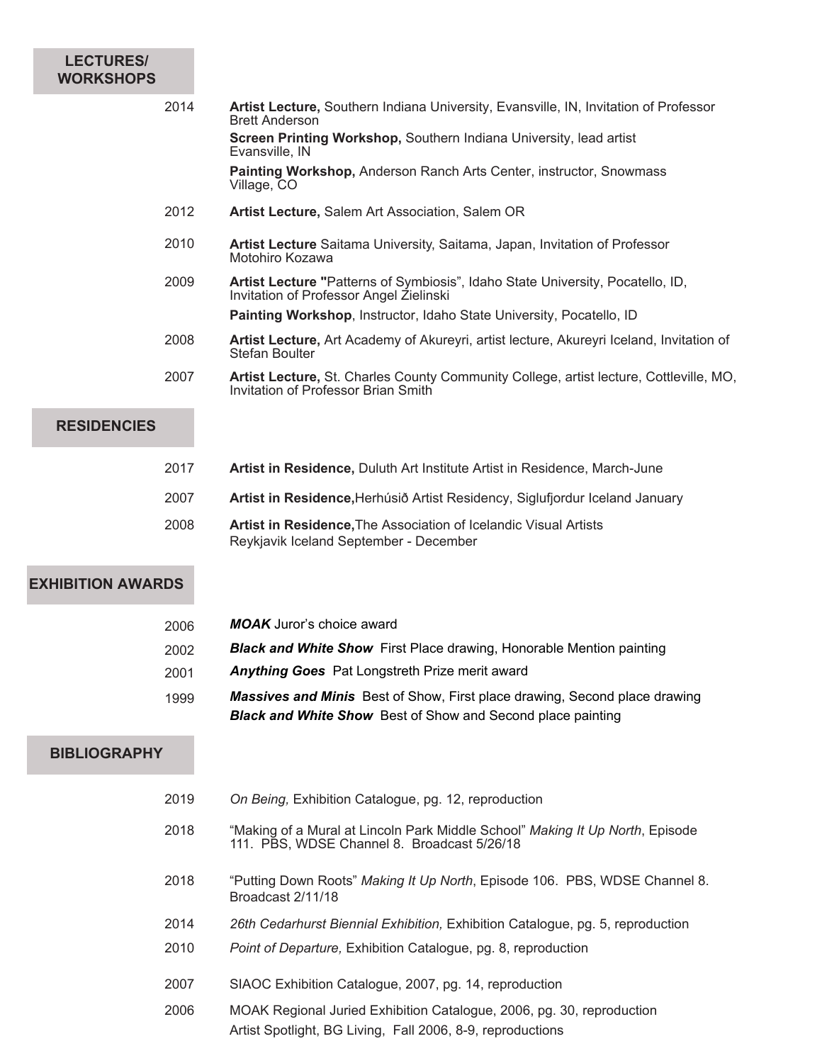## LECTURES/ WORKSHOPS

2014 **Artist Lecture,** Southern Indiana University, Evansville, IN, Invitation of Professor Brett Anderson

**Screen Printing Workshop,** Southern Indiana University, lead artist Evansville, IN

**Painting Workshop,** Anderson Ranch Arts Center, instructor, Snowmass Village, CO

2012 **Artist Lecture,** Salem Art Association, Salem OR

2010 **Artist Lecture** Saitama University, Saitama, Japan, Invitation of Professor Motohiro Kozawa

2009 **Artist Lecture "**Patterns of Symbiosis", Idaho State University, Pocatello, ID, Invitation of Professor Angel Zielinski

**Painting Workshop**, Instructor, Idaho State University, Pocatello, ID

2008 **Artist Lecture,** Art Academy of Akureyri, artist lecture, Akureyri Iceland, Invitation of Stefan Boulter

2007 **Artist Lecture,** St. Charles County Community College, artist lecture, Cottleville, MO, Invitation of Professor Brian Smith

## RESIDENCIES

2017 **Artist in Residence,** Duluth Art Institute Artist in Residence, March-June

2007 **Artist in Residence,**Herhúsið Artist Residency, Siglufjordur Iceland January

2008 **Artist in Residence,**The Association of Icelandic Visual Artists Reykjavik Iceland September - December

## EXHIBITION AWARDS

2006 ***MOAK*** Juror's choice award

2002 ***Black and White Show*** First Place drawing, Honorable Mention painting

2001 ***Anything Goes*** Pat Longstreth Prize merit award

1999 ***Massives and Minis*** Best of Show, First place drawing, Second place drawing

***Black and White Show*** Best of Show and Second place painting

## BIBLIOGRAPHY

2019 *On Being,* Exhibition Catalogue, pg. 12, reproduction

2018 "Making of a Mural at Lincoln Park Middle School" *Making It Up North*, Episode 111. PBS, WDSE Channel 8. Broadcast 5/26/18

2018 "Putting Down Roots" *Making It Up North*, Episode 106. PBS, WDSE Channel 8. Broadcast 2/11/18

2014 *26th Cedarhurst Biennial Exhibition,* Exhibition Catalogue, pg. 5, reproduction

2010 *Point of Departure,* Exhibition Catalogue, pg. 8, reproduction

2007 SIAOC Exhibition Catalogue, 2007, pg. 14, reproduction

2006 MOAK Regional Juried Exhibition Catalogue, 2006, pg. 30, reproduction

Artist Spotlight, BG Living, Fall 2006, 8-9, reproductions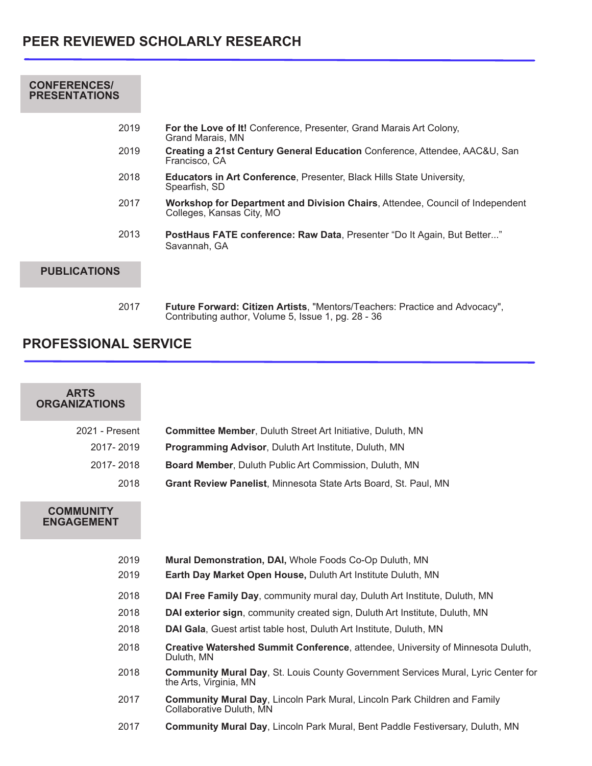## PEER REVIEWED SCHOLARLY RESEARCH

### CONFERENCES/ PRESENTATIONS

2019 **For the Love of It!** Conference, Presenter, Grand Marais Art Colony, Grand Marais, MN

2019 **Creating a 21st Century General Education** Conference, Attendee, AAC&U, San Francisco, CA

2018 **Educators in Art Conference**, Presenter, Black Hills State University, Spearfish, SD

2017 **Workshop for Department and Division Chairs**, Attendee, Council of Independent Colleges, Kansas City, MO

2013 **PostHaus FATE conference: Raw Data**, Presenter "Do It Again, But Better..." Savannah, GA

### PUBLICATIONS

2017 **Future Forward: Citizen Artists**, "Mentors/Teachers: Practice and Advocacy", Contributing author, Volume 5, Issue 1, pg. 28 - 36

## PROFESSIONAL SERVICE

### ARTS ORGANIZATIONS

2021 - Present **Committee Member**, Duluth Street Art Initiative, Duluth, MN

2017- 2019 **Programming Advisor**, Duluth Art Institute, Duluth, MN

2017- 2018 **Board Member**, Duluth Public Art Commission, Duluth, MN

2018 **Grant Review Panelist**, Minnesota State Arts Board, St. Paul, MN

### COMMUNITY ENGAGEMENT

2019 **Mural Demonstration, DAI,** Whole Foods Co-Op Duluth, MN

2019 **Earth Day Market Open House,** Duluth Art Institute Duluth, MN

2018 **DAI Free Family Day**, community mural day, Duluth Art Institute, Duluth, MN

2018 **DAI exterior sign**, community created sign, Duluth Art Institute, Duluth, MN

2018 **DAI Gala**, Guest artist table host, Duluth Art Institute, Duluth, MN

2018 **Creative Watershed Summit Conference**, attendee, University of Minnesota Duluth, Duluth, MN

2018 **Community Mural Day**, St. Louis County Government Services Mural, Lyric Center for the Arts, Virginia, MN

2017 **Community Mural Day**, Lincoln Park Mural, Lincoln Park Children and Family Collaborative Duluth, MN

2017 **Community Mural Day**, Lincoln Park Mural, Bent Paddle Festiversary, Duluth, MN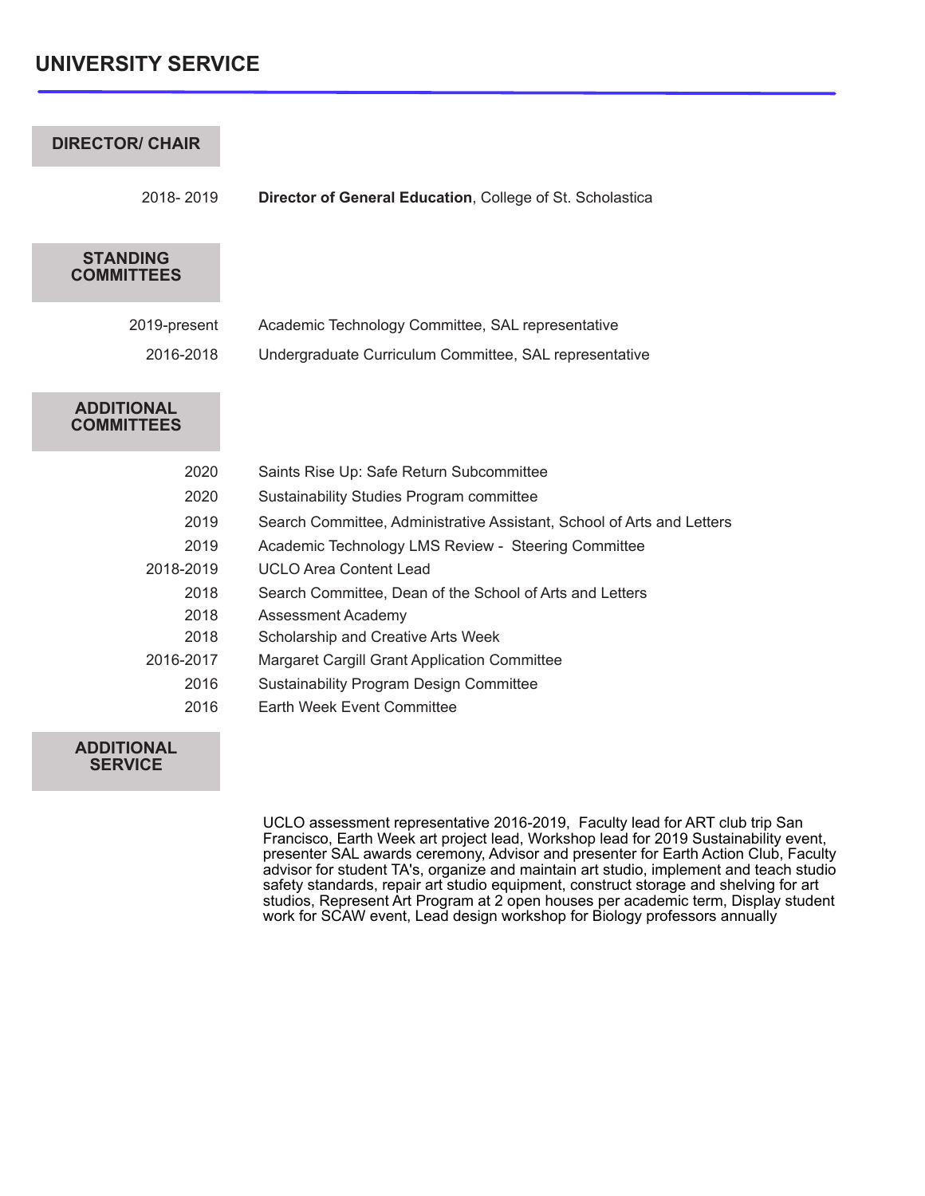## UNIVERSITY SERVICE

### DIRECTOR/ CHAIR

2018- 2019 **Director of General Education**, College of St. Scholastica

### STANDING COMMITTEES

2019-present Academic Technology Committee, SAL representative

2016-2018 Undergraduate Curriculum Committee, SAL representative

### ADDITIONAL COMMITTEES

2020 Saints Rise Up: Safe Return Subcommittee

2020 Sustainability Studies Program committee

2019 Search Committee, Administrative Assistant, School of Arts and Letters

2019 Academic Technology LMS Review - Steering Committee

2018-2019 UCLO Area Content Lead

2018 Search Committee, Dean of the School of Arts and Letters

2018 Assessment Academy

2018 Scholarship and Creative Arts Week

2016-2017 Margaret Cargill Grant Application Committee

2016 Sustainability Program Design Committee

2016 Earth Week Event Committee

### ADDITIONAL SERVICE

UCLO assessment representative 2016-2019, Faculty lead for ART club trip San Francisco, Earth Week art project lead, Workshop lead for 2019 Sustainability event, presenter SAL awards ceremony, Advisor and presenter for Earth Action Club, Faculty advisor for student TA's, organize and maintain art studio, implement and teach studio safety standards, repair art studio equipment, construct storage and shelving for art studios, Represent Art Program at 2 open houses per academic term, Display student work for SCAW event, Lead design workshop for Biology professors annually